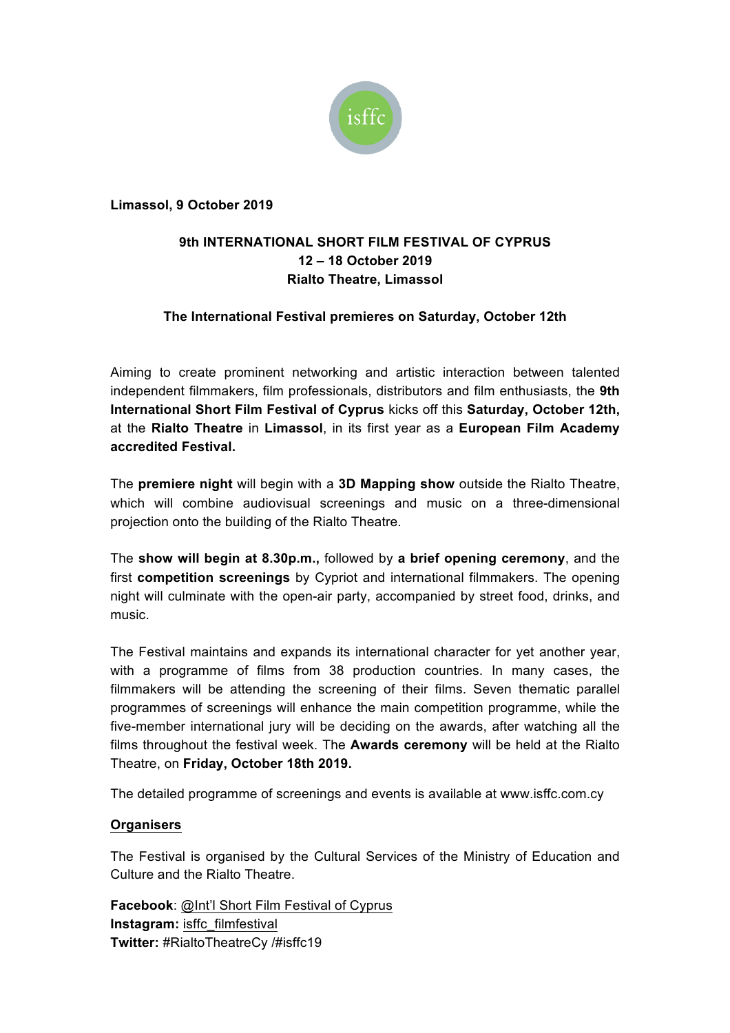isffc

**Limassol, 9 October 2019**

**9th INTERNATIONAL SHORT FILM FESTIVAL OF CYPRUS**
**12 – 18 October 2019**
**Rialto Theatre, Limassol**

**The International Festival premieres on Saturday, October 12th**

Aiming to create prominent networking and artistic interaction between talented independent filmmakers, film professionals, distributors and film enthusiasts, the **9th International Short Film Festival of Cyprus** kicks off this **Saturday, October 12th,** at the **Rialto Theatre** in **Limassol**, in its first year as a **European Film Academy accredited Festival.**

The **premiere night** will begin with a **3D Mapping show** outside the Rialto Theatre, which will combine audiovisual screenings and music on a three-dimensional projection onto the building of the Rialto Theatre.

The **show will begin at 8.30p.m.,** followed by **a brief opening ceremony**, and the first **competition screenings** by Cypriot and international filmmakers. The opening night will culminate with the open-air party, accompanied by street food, drinks, and music.

The Festival maintains and expands its international character for yet another year, with a programme of films from 38 production countries. In many cases, the filmmakers will be attending the screening of their films. Seven thematic parallel programmes of screenings will enhance the main competition programme, while the five-member international jury will be deciding on the awards, after watching all the films throughout the festival week. The **Awards ceremony** will be held at the Rialto Theatre, on **Friday, October 18th 2019.**

The detailed programme of screenings and events is available at www.isffc.com.cy

**Organisers**

The Festival is organised by the Cultural Services of the Ministry of Education and Culture and the Rialto Theatre.

**Facebook**: @Int'l Short Film Festival of Cyprus
**Instagram:** isffc_filmfestival
**Twitter:** #RialtoTheatreCy /#isffc19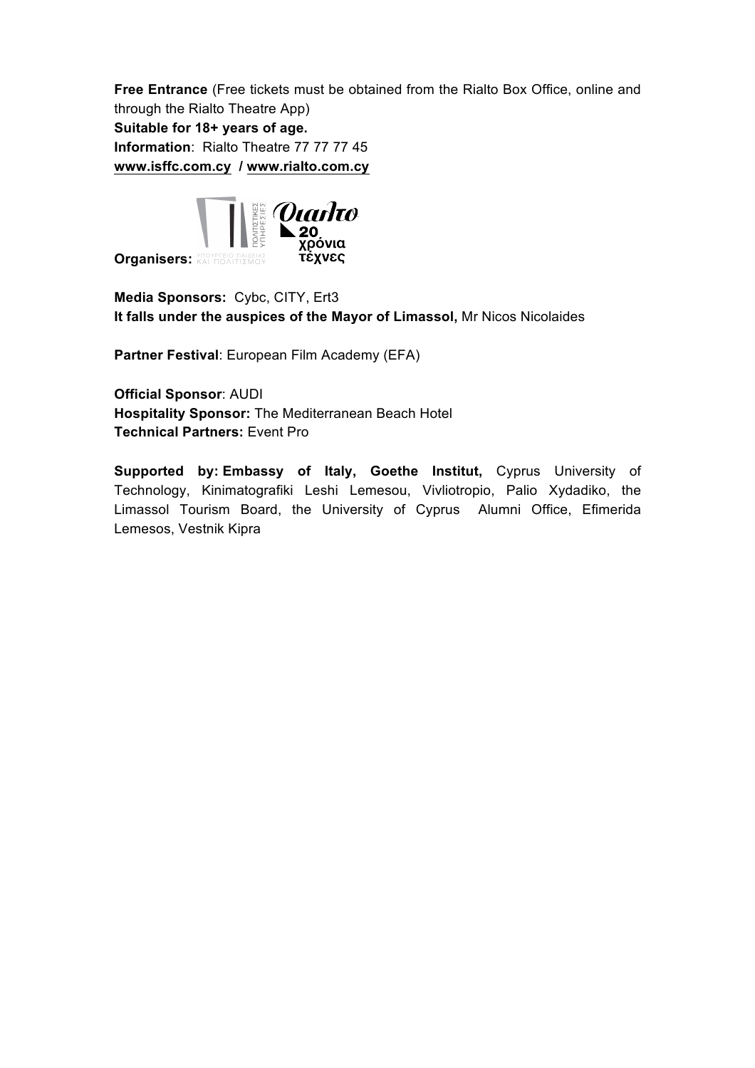**Free Entrance** (Free tickets must be obtained from the Rialto Box Office, online and through the Rialto Theatre App)

**Suitable for 18+ years of age.**

**Information**: Rialto Theatre 77 77 77 45

**www.isffc.com.cy / www.rialto.com.cy**

**Organisers:** ΠΟΛΙΤΙΣΤΙΚΕΣ ΥΠΗΡΕΣΙΕΣ ΥΠΟΥΡΓΕΙΟ ΠΑΙΔΕΙΑΣ ΚΑΙ ΠΟΛΙΤΙΣΜΟΥ Ριάλτο 20 χρόνια τέχνες

**Media Sponsors:** Cybc, CITY, Ert3

**It falls under the auspices of the Mayor of Limassol,** Mr Nicos Nicolaides

**Partner Festival**: European Film Academy (EFA)

**Official Sponsor**: AUDI

**Hospitality Sponsor:** The Mediterranean Beach Hotel

**Technical Partners:** Event Pro

**Supported by: Embassy of Italy, Goethe Institut,** Cyprus University of Technology, Kinimatografiki Leshi Lemesou, Vivliotropio, Palio Xydadiko, the Limassol Tourism Board, the University of Cyprus Alumni Office, Efimerida Lemesos, Vestnik Kipra